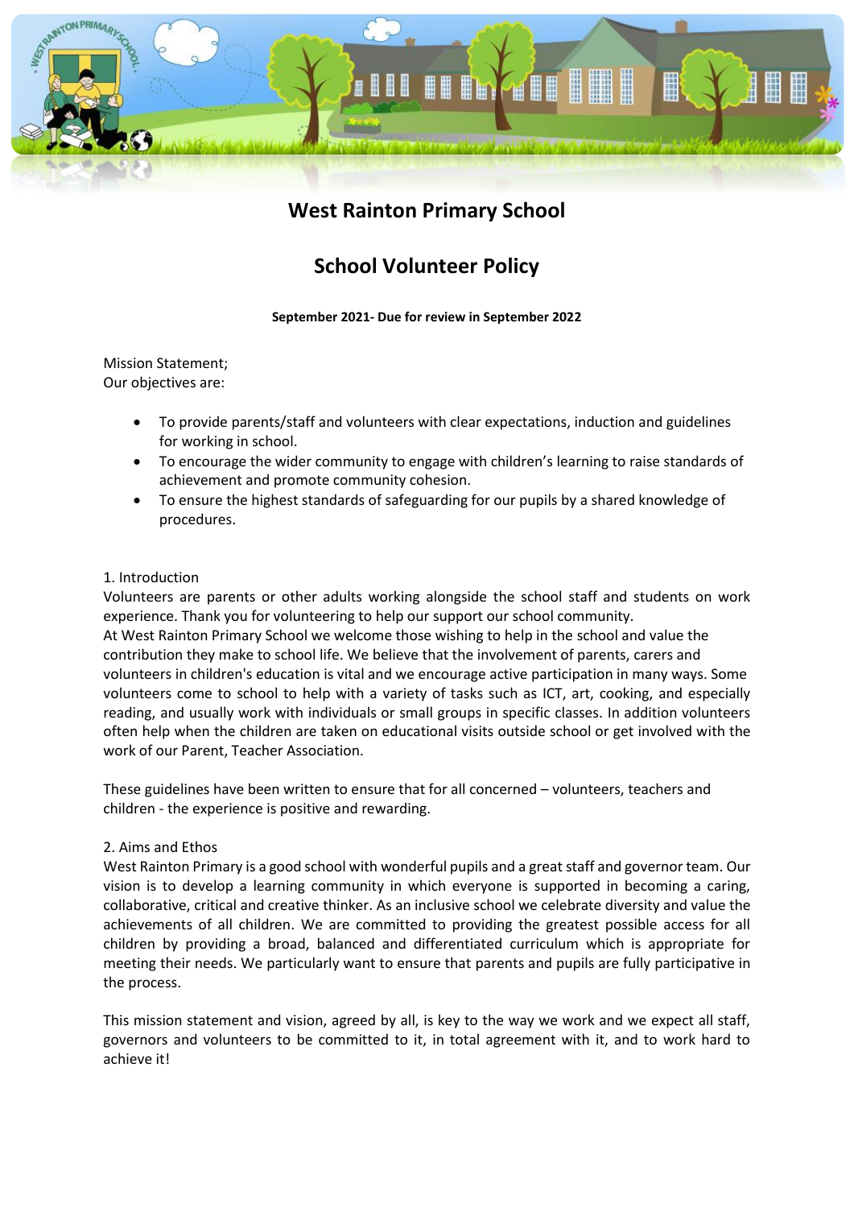# West Rainton Primary School

## School Volunteer Policy

**September 2021- Due for review in September 2022**

Mission Statement;
Our objectives are:

- To provide parents/staff and volunteers with clear expectations, induction and guidelines for working in school.
- To encourage the wider community to engage with children's learning to raise standards of achievement and promote community cohesion.
- To ensure the highest standards of safeguarding for our pupils by a shared knowledge of procedures.

1. Introduction

Volunteers are parents or other adults working alongside the school staff and students on work experience. Thank you for volunteering to help our support our school community.
At West Rainton Primary School we welcome those wishing to help in the school and value the contribution they make to school life. We believe that the involvement of parents, carers and volunteers in children's education is vital and we encourage active participation in many ways. Some volunteers come to school to help with a variety of tasks such as ICT, art, cooking, and especially reading, and usually work with individuals or small groups in specific classes. In addition volunteers often help when the children are taken on educational visits outside school or get involved with the work of our Parent, Teacher Association.

These guidelines have been written to ensure that for all concerned – volunteers, teachers and children - the experience is positive and rewarding.

2. Aims and Ethos

West Rainton Primary is a good school with wonderful pupils and a great staff and governor team. Our vision is to develop a learning community in which everyone is supported in becoming a caring, collaborative, critical and creative thinker. As an inclusive school we celebrate diversity and value the achievements of all children. We are committed to providing the greatest possible access for all children by providing a broad, balanced and differentiated curriculum which is appropriate for meeting their needs. We particularly want to ensure that parents and pupils are fully participative in the process.

This mission statement and vision, agreed by all, is key to the way we work and we expect all staff, governors and volunteers to be committed to it, in total agreement with it, and to work hard to achieve it!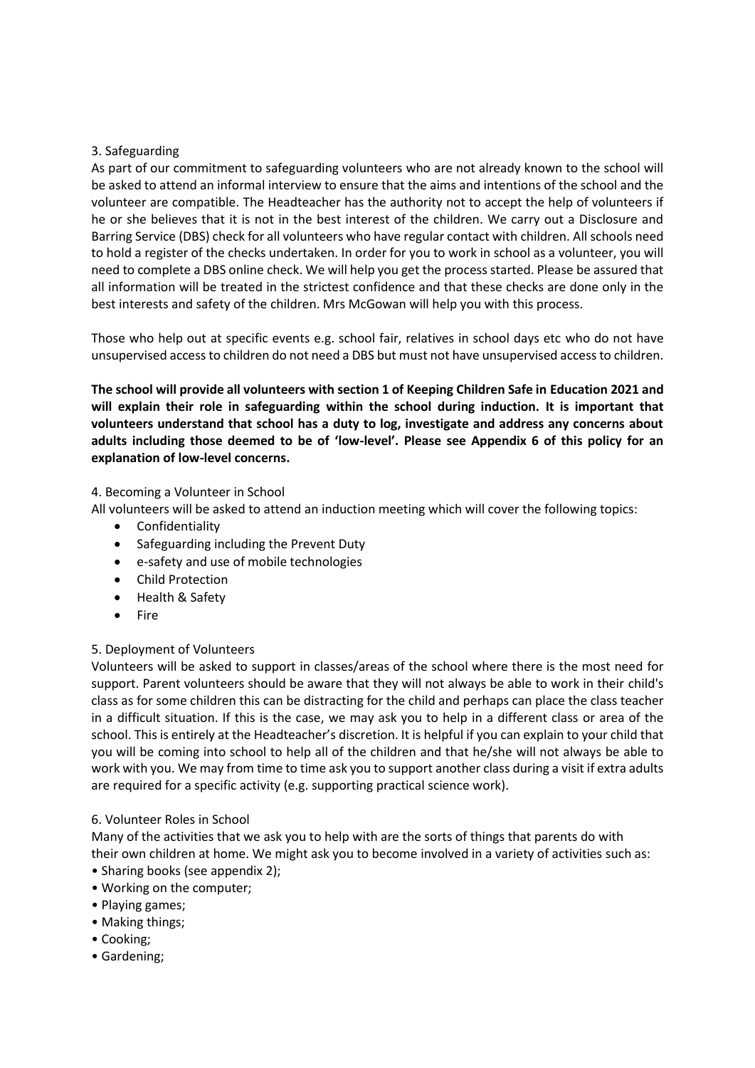## 3. Safeguarding

As part of our commitment to safeguarding volunteers who are not already known to the school will be asked to attend an informal interview to ensure that the aims and intentions of the school and the volunteer are compatible. The Headteacher has the authority not to accept the help of volunteers if he or she believes that it is not in the best interest of the children. We carry out a Disclosure and Barring Service (DBS) check for all volunteers who have regular contact with children. All schools need to hold a register of the checks undertaken. In order for you to work in school as a volunteer, you will need to complete a DBS online check. We will help you get the process started. Please be assured that all information will be treated in the strictest confidence and that these checks are done only in the best interests and safety of the children. Mrs McGowan will help you with this process.

Those who help out at specific events e.g. school fair, relatives in school days etc who do not have unsupervised access to children do not need a DBS but must not have unsupervised access to children.

**The school will provide all volunteers with section 1 of Keeping Children Safe in Education 2021 and will explain their role in safeguarding within the school during induction. It is important that volunteers understand that school has a duty to log, investigate and address any concerns about adults including those deemed to be of 'low-level'. Please see Appendix 6 of this policy for an explanation of low-level concerns.**

## 4. Becoming a Volunteer in School

All volunteers will be asked to attend an induction meeting which will cover the following topics:

- Confidentiality
- Safeguarding including the Prevent Duty
- e-safety and use of mobile technologies
- Child Protection
- Health & Safety
- Fire

## 5. Deployment of Volunteers

Volunteers will be asked to support in classes/areas of the school where there is the most need for support. Parent volunteers should be aware that they will not always be able to work in their child's class as for some children this can be distracting for the child and perhaps can place the class teacher in a difficult situation. If this is the case, we may ask you to help in a different class or area of the school. This is entirely at the Headteacher's discretion. It is helpful if you can explain to your child that you will be coming into school to help all of the children and that he/she will not always be able to work with you. We may from time to time ask you to support another class during a visit if extra adults are required for a specific activity (e.g. supporting practical science work).

## 6. Volunteer Roles in School

Many of the activities that we ask you to help with are the sorts of things that parents do with their own children at home. We might ask you to become involved in a variety of activities such as:

- Sharing books (see appendix 2);
- Working on the computer;
- Playing games;
- Making things;
- Cooking;
- Gardening;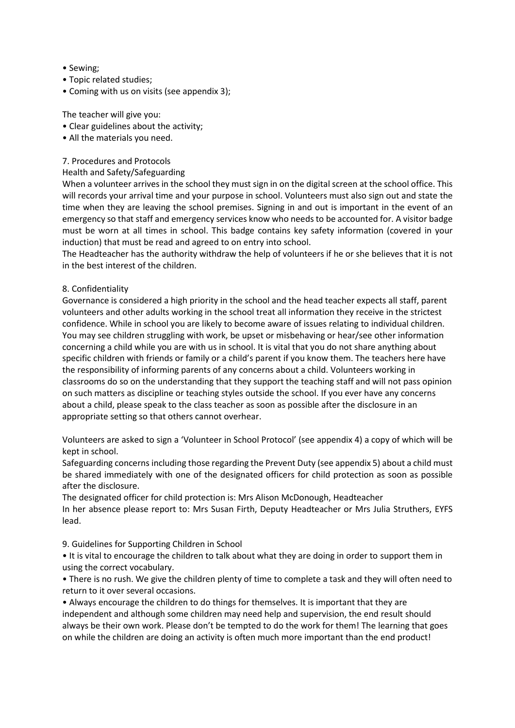- Sewing;
- Topic related studies;
- Coming with us on visits (see appendix 3);

The teacher will give you:

- Clear guidelines about the activity;
- All the materials you need.

## 7. Procedures and Protocols

### Health and Safety/Safeguarding

When a volunteer arrives in the school they must sign in on the digital screen at the school office. This will records your arrival time and your purpose in school. Volunteers must also sign out and state the time when they are leaving the school premises. Signing in and out is important in the event of an emergency so that staff and emergency services know who needs to be accounted for. A visitor badge must be worn at all times in school. This badge contains key safety information (covered in your induction) that must be read and agreed to on entry into school.

The Headteacher has the authority withdraw the help of volunteers if he or she believes that it is not in the best interest of the children.

## 8. Confidentiality

Governance is considered a high priority in the school and the head teacher expects all staff, parent volunteers and other adults working in the school treat all information they receive in the strictest confidence. While in school you are likely to become aware of issues relating to individual children. You may see children struggling with work, be upset or misbehaving or hear/see other information concerning a child while you are with us in school. It is vital that you do not share anything about specific children with friends or family or a child's parent if you know them. The teachers here have the responsibility of informing parents of any concerns about a child. Volunteers working in classrooms do so on the understanding that they support the teaching staff and will not pass opinion on such matters as discipline or teaching styles outside the school. If you ever have any concerns about a child, please speak to the class teacher as soon as possible after the disclosure in an appropriate setting so that others cannot overhear.

Volunteers are asked to sign a 'Volunteer in School Protocol' (see appendix 4) a copy of which will be kept in school.

Safeguarding concerns including those regarding the Prevent Duty (see appendix 5) about a child must be shared immediately with one of the designated officers for child protection as soon as possible after the disclosure.

The designated officer for child protection is: Mrs Alison McDonough, Headteacher

In her absence please report to: Mrs Susan Firth, Deputy Headteacher or Mrs Julia Struthers, EYFS lead.

## 9. Guidelines for Supporting Children in School

- It is vital to encourage the children to talk about what they are doing in order to support them in using the correct vocabulary.
- There is no rush. We give the children plenty of time to complete a task and they will often need to return to it over several occasions.
- Always encourage the children to do things for themselves. It is important that they are independent and although some children may need help and supervision, the end result should always be their own work. Please don't be tempted to do the work for them! The learning that goes on while the children are doing an activity is often much more important than the end product!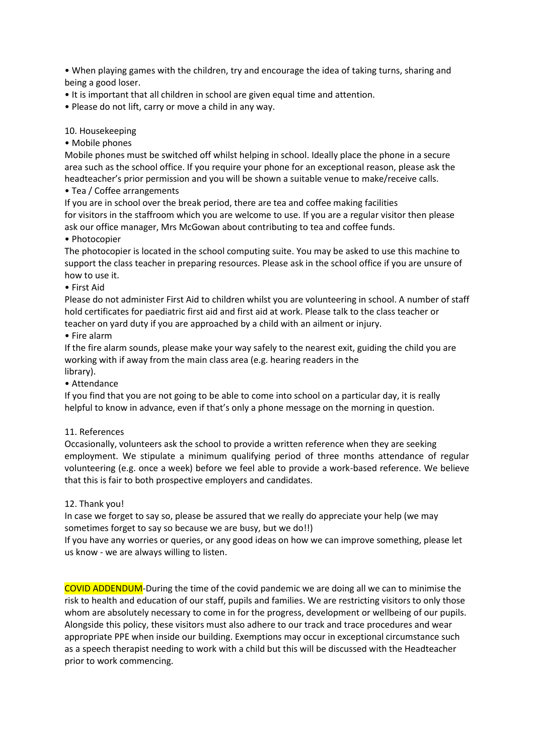- When playing games with the children, try and encourage the idea of taking turns, sharing and being a good loser.
- It is important that all children in school are given equal time and attention.
- Please do not lift, carry or move a child in any way.

## 10. Housekeeping

- Mobile phones

Mobile phones must be switched off whilst helping in school. Ideally place the phone in a secure area such as the school office. If you require your phone for an exceptional reason, please ask the headteacher's prior permission and you will be shown a suitable venue to make/receive calls.

- Tea / Coffee arrangements

If you are in school over the break period, there are tea and coffee making facilities for visitors in the staffroom which you are welcome to use. If you are a regular visitor then please ask our office manager, Mrs McGowan about contributing to tea and coffee funds.

- Photocopier

The photocopier is located in the school computing suite. You may be asked to use this machine to support the class teacher in preparing resources. Please ask in the school office if you are unsure of how to use it.

- First Aid

Please do not administer First Aid to children whilst you are volunteering in school. A number of staff hold certificates for paediatric first aid and first aid at work. Please talk to the class teacher or teacher on yard duty if you are approached by a child with an ailment or injury.

- Fire alarm

If the fire alarm sounds, please make your way safely to the nearest exit, guiding the child you are working with if away from the main class area (e.g. hearing readers in the library).

- Attendance

If you find that you are not going to be able to come into school on a particular day, it is really helpful to know in advance, even if that's only a phone message on the morning in question.

## 11. References

Occasionally, volunteers ask the school to provide a written reference when they are seeking employment. We stipulate a minimum qualifying period of three months attendance of regular volunteering (e.g. once a week) before we feel able to provide a work-based reference. We believe that this is fair to both prospective employers and candidates.

## 12. Thank you!

In case we forget to say so, please be assured that we really do appreciate your help (we may sometimes forget to say so because we are busy, but we do!!)

If you have any worries or queries, or any good ideas on how we can improve something, please let us know - we are always willing to listen.

COVID ADDENDUM-During the time of the covid pandemic we are doing all we can to minimise the risk to health and education of our staff, pupils and families. We are restricting visitors to only those whom are absolutely necessary to come in for the progress, development or wellbeing of our pupils. Alongside this policy, these visitors must also adhere to our track and trace procedures and wear appropriate PPE when inside our building. Exemptions may occur in exceptional circumstance such as a speech therapist needing to work with a child but this will be discussed with the Headteacher prior to work commencing.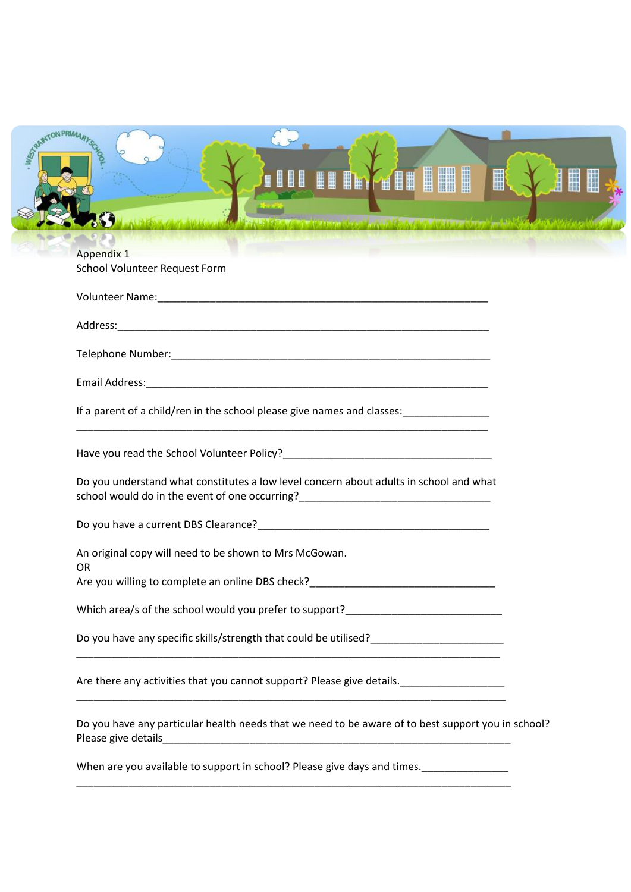Appendix 1
School Volunteer Request Form

Volunteer Name:___________________________________________________________

Address:_________________________________________________________________

Telephone Number:________________________________________________________

Email Address:____________________________________________________________

If a parent of a child/ren in the school please give names and classes:_______________
_________________________________________________________________________

Have you read the School Volunteer Policy?_____________________________________

Do you understand what constitutes a low level concern about adults in school and what school would do in the event of one occurring?_________________________________

Do you have a current DBS Clearance?________________________________________

An original copy will need to be shown to Mrs McGowan.
OR
Are you willing to complete an online DBS check?________________________________

Which area/s of the school would you prefer to support?___________________________

Do you have any specific skills/strength that could be utilised?_______________________
_________________________________________________________________________

Are there any activities that you cannot support? Please give details.__________________
_________________________________________________________________________

Do you have any particular health needs that we need to be aware of to best support you in school? Please give details__________________________________________________

When are you available to support in school? Please give days and times._______________
_________________________________________________________________________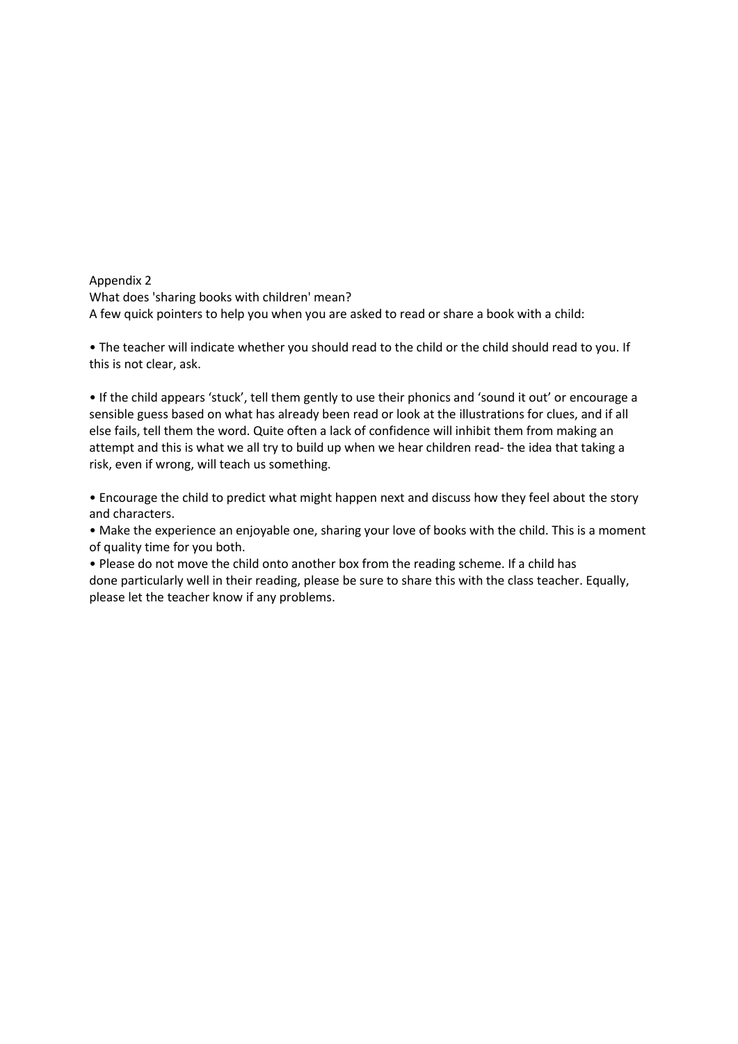Appendix 2

What does 'sharing books with children' mean?

A few quick pointers to help you when you are asked to read or share a book with a child:

- The teacher will indicate whether you should read to the child or the child should read to you. If this is not clear, ask.

- If the child appears 'stuck', tell them gently to use their phonics and 'sound it out' or encourage a sensible guess based on what has already been read or look at the illustrations for clues, and if all else fails, tell them the word. Quite often a lack of confidence will inhibit them from making an attempt and this is what we all try to build up when we hear children read- the idea that taking a risk, even if wrong, will teach us something.

- Encourage the child to predict what might happen next and discuss how they feel about the story and characters.
- Make the experience an enjoyable one, sharing your love of books with the child. This is a moment of quality time for you both.
- Please do not move the child onto another box from the reading scheme. If a child has done particularly well in their reading, please be sure to share this with the class teacher. Equally, please let the teacher know if any problems.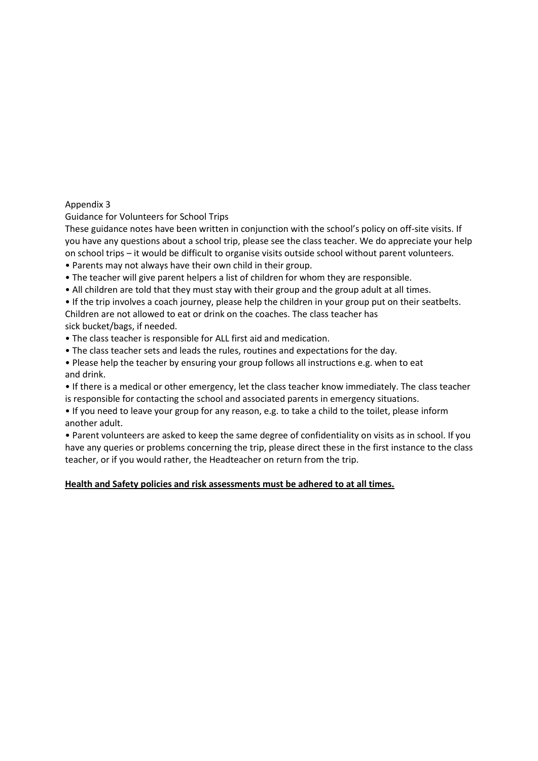# Appendix 3

## Guidance for Volunteers for School Trips

These guidance notes have been written in conjunction with the school's policy on off-site visits. If you have any questions about a school trip, please see the class teacher. We do appreciate your help on school trips – it would be difficult to organise visits outside school without parent volunteers.

- Parents may not always have their own child in their group.
- The teacher will give parent helpers a list of children for whom they are responsible.
- All children are told that they must stay with their group and the group adult at all times.
- If the trip involves a coach journey, please help the children in your group put on their seatbelts. Children are not allowed to eat or drink on the coaches. The class teacher has sick bucket/bags, if needed.
- The class teacher is responsible for ALL first aid and medication.
- The class teacher sets and leads the rules, routines and expectations for the day.
- Please help the teacher by ensuring your group follows all instructions e.g. when to eat and drink.
- If there is a medical or other emergency, let the class teacher know immediately. The class teacher is responsible for contacting the school and associated parents in emergency situations.
- If you need to leave your group for any reason, e.g. to take a child to the toilet, please inform another adult.
- Parent volunteers are asked to keep the same degree of confidentiality on visits as in school. If you have any queries or problems concerning the trip, please direct these in the first instance to the class teacher, or if you would rather, the Headteacher on return from the trip.

**Health and Safety policies and risk assessments must be adhered to at all times.**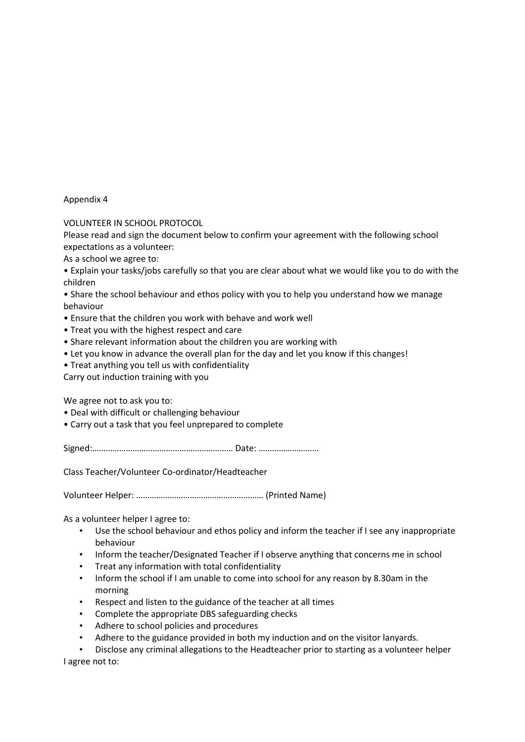Appendix 4

VOLUNTEER IN SCHOOL PROTOCOL

Please read and sign the document below to confirm your agreement with the following school expectations as a volunteer:

As a school we agree to:

- Explain your tasks/jobs carefully so that you are clear about what we would like you to do with the children
- Share the school behaviour and ethos policy with you to help you understand how we manage behaviour
- Ensure that the children you work with behave and work well
- Treat you with the highest respect and care
- Share relevant information about the children you are working with
- Let you know in advance the overall plan for the day and let you know if this changes!
- Treat anything you tell us with confidentiality

Carry out induction training with you

We agree not to ask you to:

- Deal with difficult or challenging behaviour
- Carry out a task that you feel unprepared to complete

Signed:……………………………………………………… Date: ………………………

Class Teacher/Volunteer Co-ordinator/Headteacher

Volunteer Helper: ………………………………………………… (Printed Name)

As a volunteer helper I agree to:

- Use the school behaviour and ethos policy and inform the teacher if I see any inappropriate behaviour
- Inform the teacher/Designated Teacher if I observe anything that concerns me in school
- Treat any information with total confidentiality
- Inform the school if I am unable to come into school for any reason by 8.30am in the morning
- Respect and listen to the guidance of the teacher at all times
- Complete the appropriate DBS safeguarding checks
- Adhere to school policies and procedures
- Adhere to the guidance provided in both my induction and on the visitor lanyards.
- Disclose any criminal allegations to the Headteacher prior to starting as a volunteer helper

I agree not to: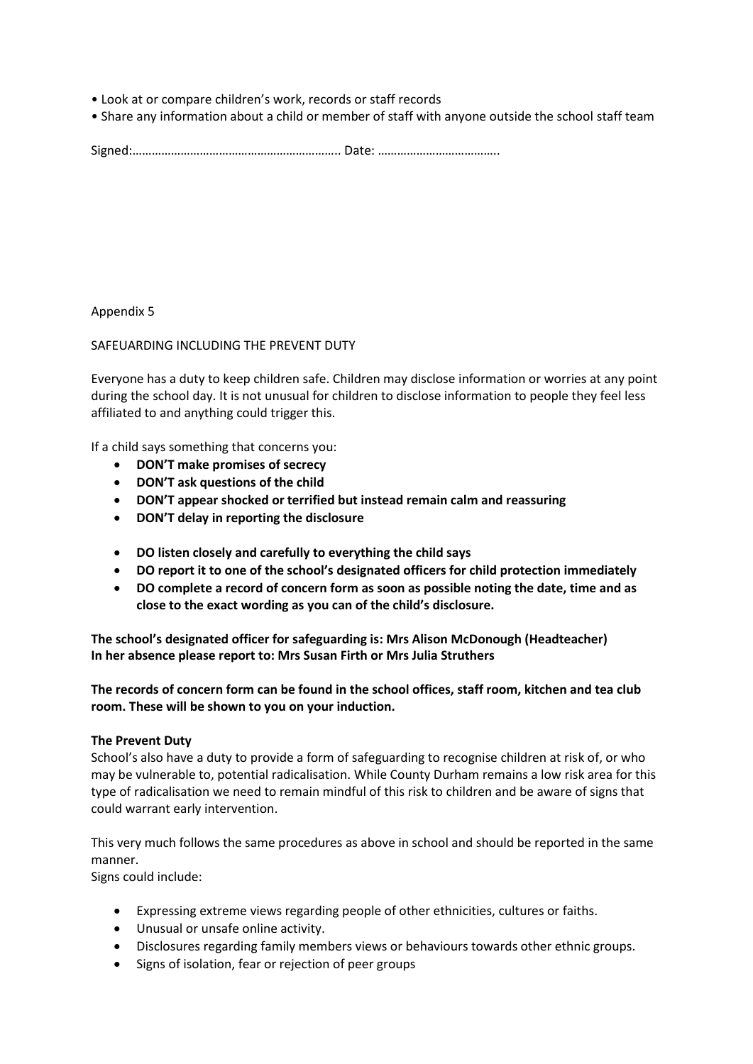- Look at or compare children's work, records or staff records
- Share any information about a child or member of staff with anyone outside the school staff team

Signed:……………………………………………………….. Date: ………………………………..

Appendix 5

SAFEUARDING INCLUDING THE PREVENT DUTY

Everyone has a duty to keep children safe. Children may disclose information or worries at any point during the school day. It is not unusual for children to disclose information to people they feel less affiliated to and anything could trigger this.

If a child says something that concerns you:

- **DON'T make promises of secrecy**
- **DON'T ask questions of the child**
- **DON'T appear shocked or terrified but instead remain calm and reassuring**
- **DON'T delay in reporting the disclosure**

- **DO listen closely and carefully to everything the child says**
- **DO report it to one of the school's designated officers for child protection immediately**
- **DO complete a record of concern form as soon as possible noting the date, time and as close to the exact wording as you can of the child's disclosure.**

**The school's designated officer for safeguarding is: Mrs Alison McDonough (Headteacher)**
**In her absence please report to: Mrs Susan Firth or Mrs Julia Struthers**

**The records of concern form can be found in the school offices, staff room, kitchen and tea club room. These will be shown to you on your induction.**

**The Prevent Duty**

School's also have a duty to provide a form of safeguarding to recognise children at risk of, or who may be vulnerable to, potential radicalisation. While County Durham remains a low risk area for this type of radicalisation we need to remain mindful of this risk to children and be aware of signs that could warrant early intervention.

This very much follows the same procedures as above in school and should be reported in the same manner.

Signs could include:

- Expressing extreme views regarding people of other ethnicities, cultures or faiths.
- Unusual or unsafe online activity.
- Disclosures regarding family members views or behaviours towards other ethnic groups.
- Signs of isolation, fear or rejection of peer groups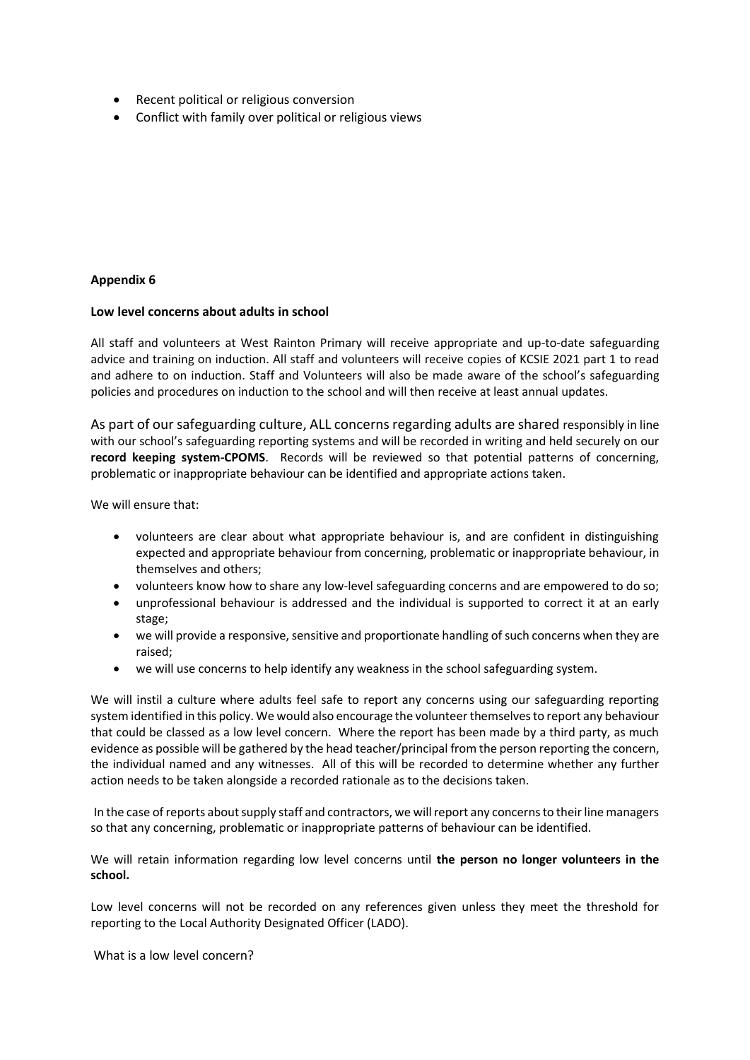- Recent political or religious conversion
- Conflict with family over political or religious views

**Appendix 6**

**Low level concerns about adults in school**

All staff and volunteers at West Rainton Primary will receive appropriate and up-to-date safeguarding advice and training on induction. All staff and volunteers will receive copies of KCSIE 2021 part 1 to read and adhere to on induction. Staff and Volunteers will also be made aware of the school's safeguarding policies and procedures on induction to the school and will then receive at least annual updates.

As part of our safeguarding culture, ALL concerns regarding adults are shared responsibly in line with our school's safeguarding reporting systems and will be recorded in writing and held securely on our **record keeping system-CPOMS**. Records will be reviewed so that potential patterns of concerning, problematic or inappropriate behaviour can be identified and appropriate actions taken.

We will ensure that:

- volunteers are clear about what appropriate behaviour is, and are confident in distinguishing expected and appropriate behaviour from concerning, problematic or inappropriate behaviour, in themselves and others;
- volunteers know how to share any low-level safeguarding concerns and are empowered to do so;
- unprofessional behaviour is addressed and the individual is supported to correct it at an early stage;
- we will provide a responsive, sensitive and proportionate handling of such concerns when they are raised;
- we will use concerns to help identify any weakness in the school safeguarding system.

We will instil a culture where adults feel safe to report any concerns using our safeguarding reporting system identified in this policy. We would also encourage the volunteer themselves to report any behaviour that could be classed as a low level concern. Where the report has been made by a third party, as much evidence as possible will be gathered by the head teacher/principal from the person reporting the concern, the individual named and any witnesses. All of this will be recorded to determine whether any further action needs to be taken alongside a recorded rationale as to the decisions taken.

In the case of reports about supply staff and contractors, we will report any concerns to their line managers so that any concerning, problematic or inappropriate patterns of behaviour can be identified.

We will retain information regarding low level concerns until **the person no longer volunteers in the school.**

Low level concerns will not be recorded on any references given unless they meet the threshold for reporting to the Local Authority Designated Officer (LADO).

What is a low level concern?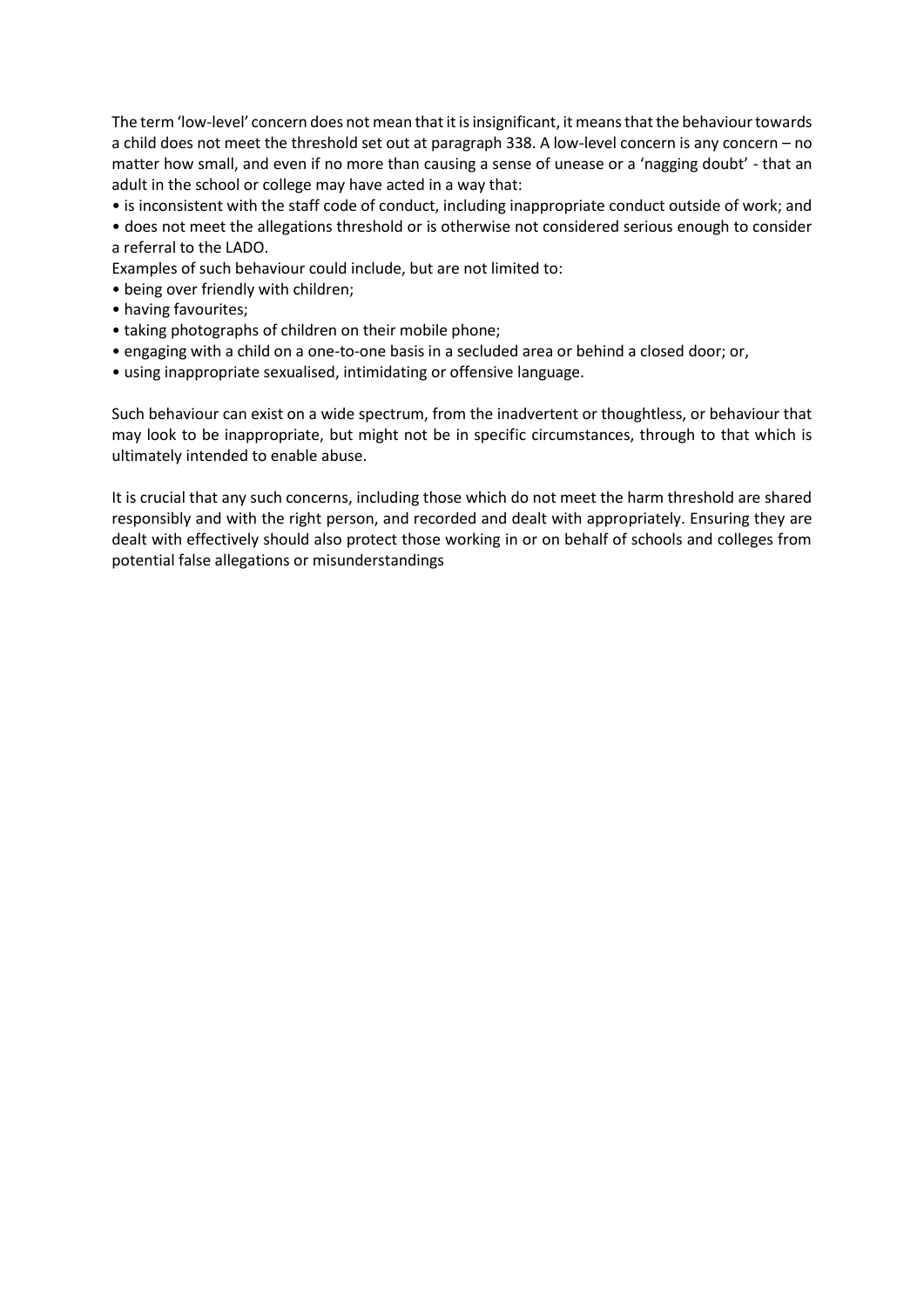The term 'low-level' concern does not mean that it is insignificant, it means that the behaviour towards a child does not meet the threshold set out at paragraph 338. A low-level concern is any concern – no matter how small, and even if no more than causing a sense of unease or a 'nagging doubt' - that an adult in the school or college may have acted in a way that:

- is inconsistent with the staff code of conduct, including inappropriate conduct outside of work; and
- does not meet the allegations threshold or is otherwise not considered serious enough to consider a referral to the LADO.

Examples of such behaviour could include, but are not limited to:

- being over friendly with children;
- having favourites;
- taking photographs of children on their mobile phone;
- engaging with a child on a one-to-one basis in a secluded area or behind a closed door; or,
- using inappropriate sexualised, intimidating or offensive language.

Such behaviour can exist on a wide spectrum, from the inadvertent or thoughtless, or behaviour that may look to be inappropriate, but might not be in specific circumstances, through to that which is ultimately intended to enable abuse.

It is crucial that any such concerns, including those which do not meet the harm threshold are shared responsibly and with the right person, and recorded and dealt with appropriately. Ensuring they are dealt with effectively should also protect those working in or on behalf of schools and colleges from potential false allegations or misunderstandings